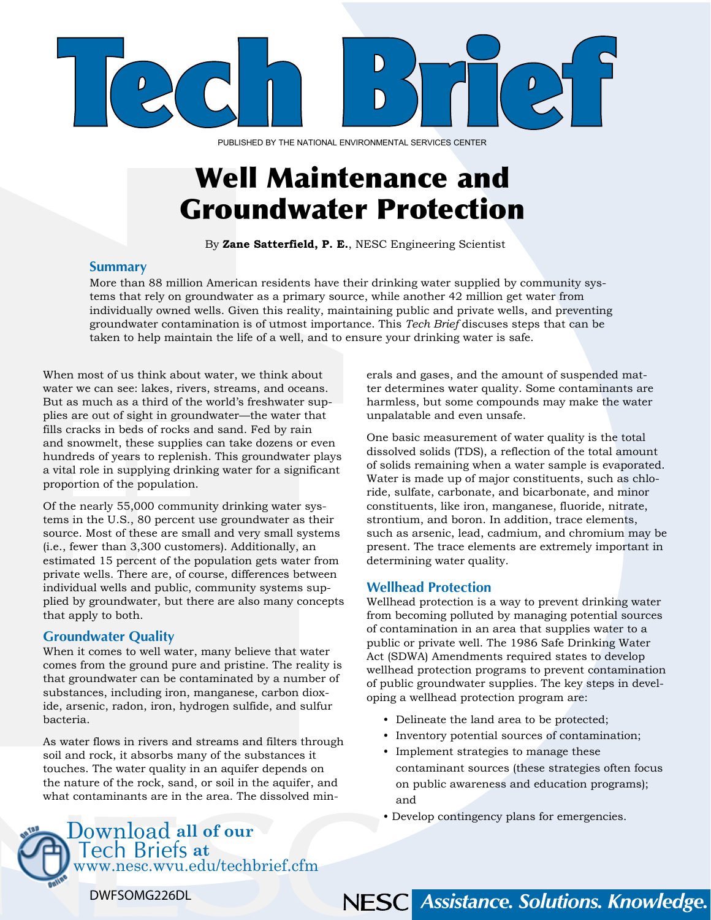# Tech Brief

PUBLISHED BY THE NATIONAL ENVIRONMENTAL SERVICES CENTER

# Well Maintenance and Groundwater Protection

By **Zane Satterfield, P. E.**, NESC Engineering Scientist

## Summary

More than 88 million American residents have their drinking water supplied by community systems that rely on groundwater as a primary source, while another 42 million get water from individually owned wells. Given this reality, maintaining public and private wells, and preventing groundwater contamination is of utmost importance. This *Tech Brief* discuses steps that can be taken to help maintain the life of a well, and to ensure your drinking water is safe.

When most of us think about water, we think about water we can see: lakes, rivers, streams, and oceans. But as much as a third of the world's freshwater supplies are out of sight in groundwater—the water that fills cracks in beds of rocks and sand. Fed by rain and snowmelt, these supplies can take dozens or even hundreds of years to replenish. This groundwater plays a vital role in supplying drinking water for a significant proportion of the population.

Of the nearly 55,000 community drinking water systems in the U.S., 80 percent use groundwater as their source. Most of these are small and very small systems (i.e., fewer than 3,300 customers). Additionally, an estimated 15 percent of the population gets water from private wells. There are, of course, differences between individual wells and public, community systems supplied by groundwater, but there are also many concepts that apply to both.

## Groundwater Quality

When it comes to well water, many believe that water comes from the ground pure and pristine. The reality is that groundwater can be contaminated by a number of substances, including iron, manganese, carbon dioxide, arsenic, radon, iron, hydrogen sulfide, and sulfur bacteria.

As water flows in rivers and streams and filters through soil and rock, it absorbs many of the substances it touches. The water quality in an aquifer depends on the nature of the rock, sand, or soil in the aquifer, and what contaminants are in the area. The dissolved minerals and gases, and the amount of suspended matter determines water quality. Some contaminants are harmless, but some compounds may make the water unpalatable and even unsafe.

One basic measurement of water quality is the total dissolved solids (TDS), a reflection of the total amount of solids remaining when a water sample is evaporated. Water is made up of major constituents, such as chloride, sulfate, carbonate, and bicarbonate, and minor constituents, like iron, manganese, fluoride, nitrate, strontium, and boron. In addition, trace elements, such as arsenic, lead, cadmium, and chromium may be present. The trace elements are extremely important in determining water quality.

## Wellhead Protection

Wellhead protection is a way to prevent drinking water from becoming polluted by managing potential sources of contamination in an area that supplies water to a public or private well. The 1986 Safe Drinking Water Act (SDWA) Amendments required states to develop wellhead protection programs to prevent contamination of public groundwater supplies. The key steps in developing a wellhead protection program are:

- Delineate the land area to be protected;
- Inventory potential sources of contamination;
- Implement strategies to manage these contaminant sources (these strategies often focus on public awareness and education programs); and
- Develop contingency plans for emergencies.

Download all of our Tech Briefs at www.nesc.wvu.edu/techbrief.cfm

DWFSOMG226DL

NESC Assistance. Solutions. Knowledge.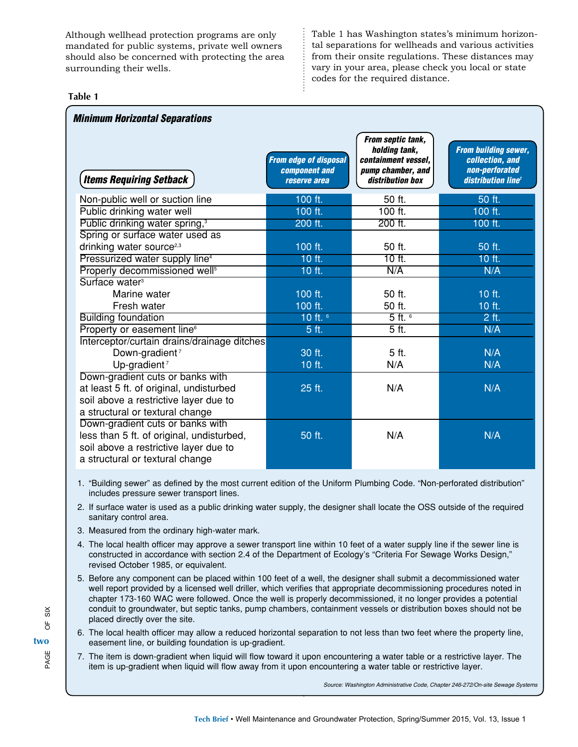Although wellhead protection programs are only mandated for public systems, private well owners should also be concerned with protecting the area surrounding their wells.

Table 1 has Washington states's minimum horizontal separations for wellheads and various activities from their onsite regulations. These distances may vary in your area, please check you local or state codes for the required distance.

**Table 1**

***Minimum Horizontal Separations***

| Items Requiring Setback | From edge of disposal component and reserve area | From septic tank, holding tank, containment vessel, pump chamber, and distribution box | From building sewer, collection, and non-perforated distribution line[1] |
|---|---|---|---|
| Non-public well or suction line | 100 ft. | 50 ft. | 50 ft. |
| Public drinking water well | 100 ft. | 100 ft. | 100 ft. |
| Public drinking water spring,[3] | 200 ft. | 200 ft. | 100 ft. |
| Spring or surface water used as drinking water source[2,3] | 100 ft. | 50 ft. | 50 ft. |
| Pressurized water supply line[4] | 10 ft. | 10 ft. | 10 ft. |
| Properly decommissioned well[5] | 10 ft. | N/A | N/A |
| Surface water[3] | | | |
| Marine water | 100 ft. | 50 ft. | 10 ft. |
| Fresh water | 100 ft. | 50 ft. | 10 ft. |
| Building foundation | 10 ft. [6] | 5 ft. [6] | 2 ft. |
| Property or easement line[6] | 5 ft. | 5 ft. | N/A |
| Interceptor/curtain drains/drainage ditches | | | |
| Down-gradient[7] | 30 ft. | 5 ft. | N/A |
| Up-gradient[7] | 10 ft. | N/A | N/A |
| Down-gradient cuts or banks with at least 5 ft. of original, undisturbed soil above a restrictive layer due to a structural or textural change | 25 ft. | N/A | N/A |
| Down-gradient cuts or banks with less than 5 ft. of original, undisturbed, soil above a restrictive layer due to a structural or textural change | 50 ft. | N/A | N/A |

1. "Building sewer" as defined by the most current edition of the Uniform Plumbing Code. "Non-perforated distribution" includes pressure sewer transport lines.
2. If surface water is used as a public drinking water supply, the designer shall locate the OSS outside of the required sanitary control area.
3. Measured from the ordinary high-water mark.
4. The local health officer may approve a sewer transport line within 10 feet of a water supply line if the sewer line is constructed in accordance with section 2.4 of the Department of Ecology's "Criteria For Sewage Works Design," revised October 1985, or equivalent.
5. Before any component can be placed within 100 feet of a well, the designer shall submit a decommissioned water well report provided by a licensed well driller, which verifies that appropriate decommissioning procedures noted in chapter 173-160 WAC were followed. Once the well is properly decommissioned, it no longer provides a potential conduit to groundwater, but septic tanks, pump chambers, containment vessels or distribution boxes should not be placed directly over the site.
6. The local health officer may allow a reduced horizontal separation to not less than two feet where the property line, easement line, or building foundation is up-gradient.
7. The item is down-gradient when liquid will flow toward it upon encountering a water table or a restrictive layer. The item is up-gradient when liquid will flow away from it upon encountering a water table or restrictive layer.

*Source: Washington Administrative Code, Chapter 246-272/On-site Sewage Systems*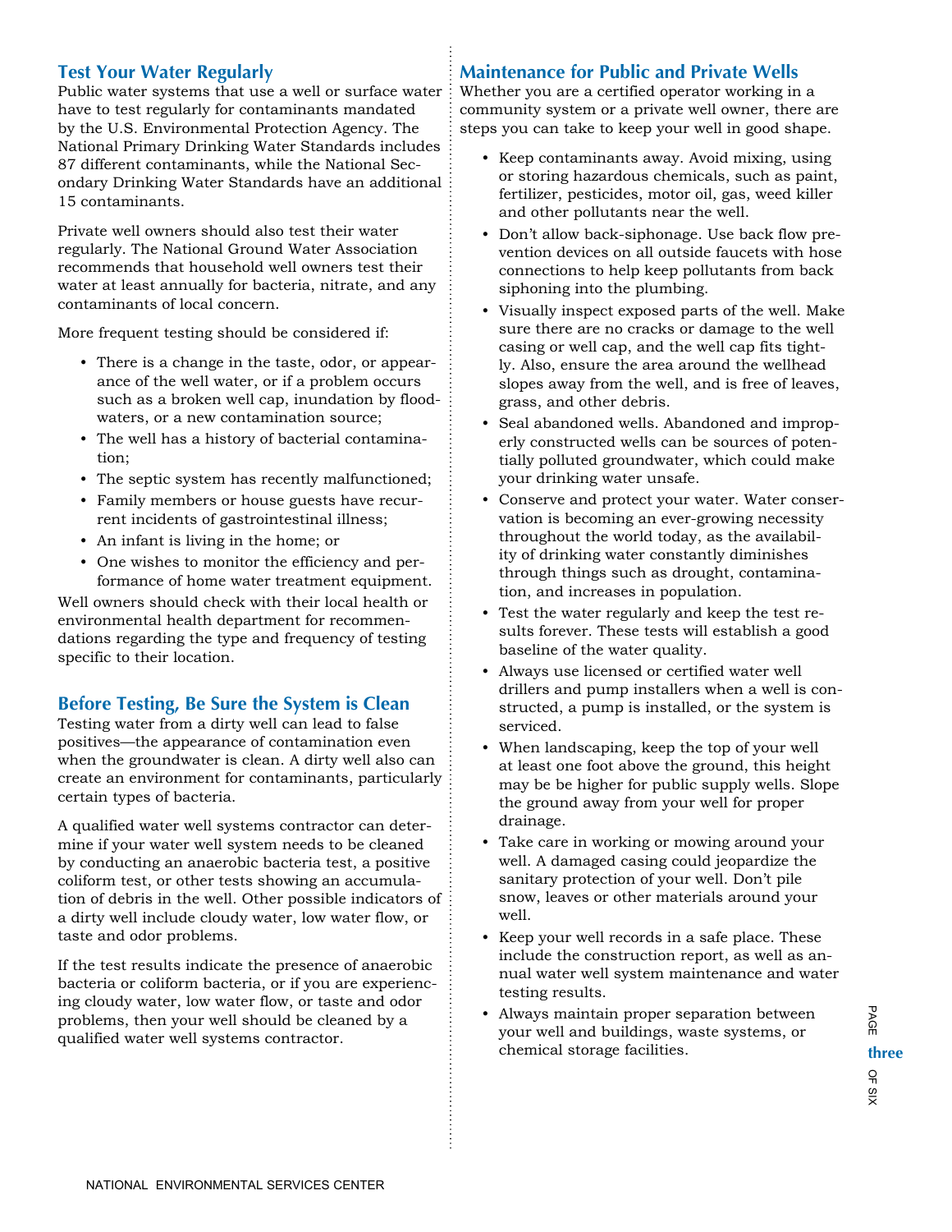## Test Your Water Regularly

Public water systems that use a well or surface water have to test regularly for contaminants mandated by the U.S. Environmental Protection Agency. The National Primary Drinking Water Standards includes 87 different contaminants, while the National Secondary Drinking Water Standards have an additional 15 contaminants.

Private well owners should also test their water regularly. The National Ground Water Association recommends that household well owners test their water at least annually for bacteria, nitrate, and any contaminants of local concern.

More frequent testing should be considered if:

- There is a change in the taste, odor, or appearance of the well water, or if a problem occurs such as a broken well cap, inundation by floodwaters, or a new contamination source;
- The well has a history of bacterial contamination;
- The septic system has recently malfunctioned;
- Family members or house guests have recurrent incidents of gastrointestinal illness;
- An infant is living in the home; or
- One wishes to monitor the efficiency and performance of home water treatment equipment.

Well owners should check with their local health or environmental health department for recommendations regarding the type and frequency of testing specific to their location.

## Before Testing, Be Sure the System is Clean

Testing water from a dirty well can lead to false positives—the appearance of contamination even when the groundwater is clean. A dirty well also can create an environment for contaminants, particularly certain types of bacteria.

A qualified water well systems contractor can determine if your water well system needs to be cleaned by conducting an anaerobic bacteria test, a positive coliform test, or other tests showing an accumulation of debris in the well. Other possible indicators of a dirty well include cloudy water, low water flow, or taste and odor problems.

If the test results indicate the presence of anaerobic bacteria or coliform bacteria, or if you are experiencing cloudy water, low water flow, or taste and odor problems, then your well should be cleaned by a qualified water well systems contractor.

## Maintenance for Public and Private Wells

Whether you are a certified operator working in a community system or a private well owner, there are steps you can take to keep your well in good shape.

- Keep contaminants away. Avoid mixing, using or storing hazardous chemicals, such as paint, fertilizer, pesticides, motor oil, gas, weed killer and other pollutants near the well.
- Don't allow back-siphonage. Use back flow prevention devices on all outside faucets with hose connections to help keep pollutants from back siphoning into the plumbing.
- Visually inspect exposed parts of the well. Make sure there are no cracks or damage to the well casing or well cap, and the well cap fits tightly. Also, ensure the area around the wellhead slopes away from the well, and is free of leaves, grass, and other debris.
- Seal abandoned wells. Abandoned and improperly constructed wells can be sources of potentially polluted groundwater, which could make your drinking water unsafe.
- Conserve and protect your water. Water conservation is becoming an ever-growing necessity throughout the world today, as the availability of drinking water constantly diminishes through things such as drought, contamination, and increases in population.
- Test the water regularly and keep the test results forever. These tests will establish a good baseline of the water quality.
- Always use licensed or certified water well drillers and pump installers when a well is constructed, a pump is installed, or the system is serviced.
- When landscaping, keep the top of your well at least one foot above the ground, this height may be be higher for public supply wells. Slope the ground away from your well for proper drainage.
- Take care in working or mowing around your well. A damaged casing could jeopardize the sanitary protection of your well. Don't pile snow, leaves or other materials around your well.
- Keep your well records in a safe place. These include the construction report, as well as annual water well system maintenance and water testing results.
- Always maintain proper separation between your well and buildings, waste systems, or chemical storage facilities.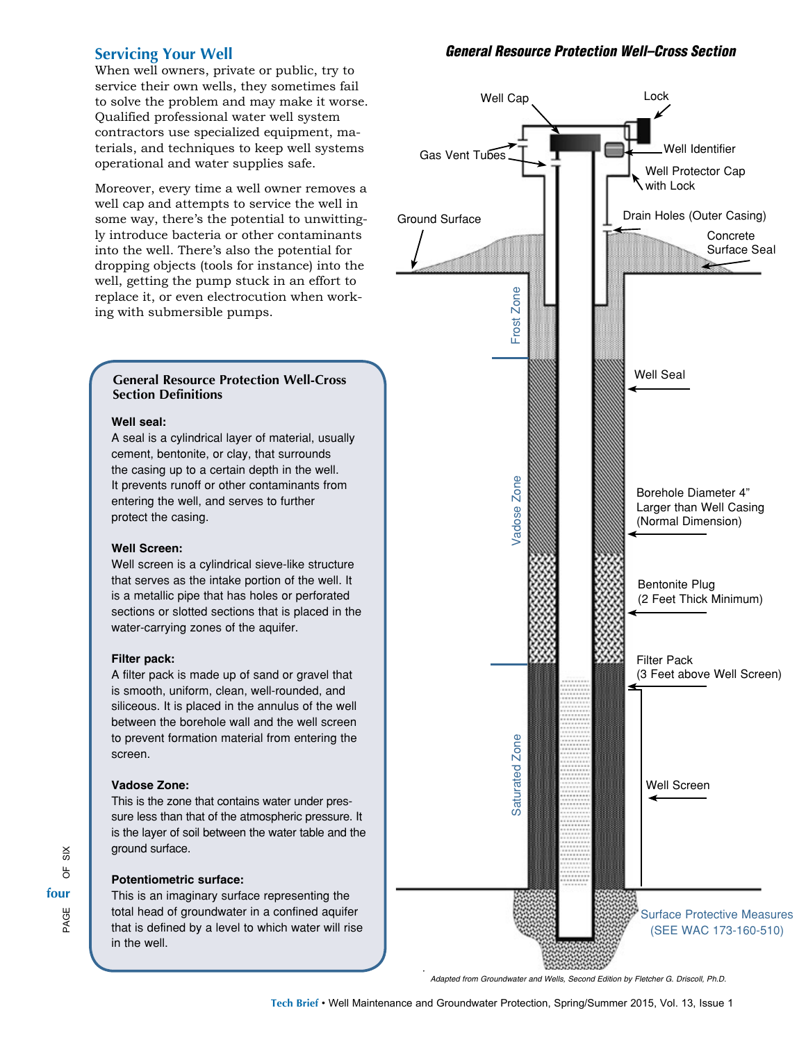## Servicing Your Well

When well owners, private or public, try to service their own wells, they sometimes fail to solve the problem and may make it worse. Qualified professional water well system contractors use specialized equipment, materials, and techniques to keep well systems operational and water supplies safe.

Moreover, every time a well owner removes a well cap and attempts to service the well in some way, there's the potential to unwittingly introduce bacteria or other contaminants into the well. There's also the potential for dropping objects (tools for instance) into the well, getting the pump stuck in an effort to replace it, or even electrocution when working with submersible pumps.

### General Resource Protection Well-Cross Section Definitions

**Well seal:**
A seal is a cylindrical layer of material, usually cement, bentonite, or clay, that surrounds the casing up to a certain depth in the well. It prevents runoff or other contaminants from entering the well, and serves to further protect the casing.

**Well Screen:**
Well screen is a cylindrical sieve-like structure that serves as the intake portion of the well. It is a metallic pipe that has holes or perforated sections or slotted sections that is placed in the water-carrying zones of the aquifer.

**Filter pack:**
A filter pack is made up of sand or gravel that is smooth, uniform, clean, well-rounded, and siliceous. It is placed in the annulus of the well between the borehole wall and the well screen to prevent formation material from entering the screen.

**Vadose Zone:**
This is the zone that contains water under pressure less than that of the atmospheric pressure. It is the layer of soil between the water table and the ground surface.

**Potentiometric surface:**
This is an imaginary surface representing the total head of groundwater in a confined aquifer that is defined by a level to which water will rise in the well.

### *General Resource Protection Well–Cross Section*

Well Cap · Lock · Gas Vent Tubes · Well Identifier · Well Protector Cap with Lock · Ground Surface · Drain Holes (Outer Casing) · Concrete Surface Seal · Frost Zone · Well Seal · Vadose Zone · Borehole Diameter 4" Larger than Well Casing (Normal Dimension) · Bentonite Plug (2 Feet Thick Minimum) · Filter Pack (3 Feet above Well Screen) · Saturated Zone · Well Screen · Surface Protective Measures (SEE WAC 173-160-510)

*Adapted from Groundwater and Wells, Second Edition by Fletcher G. Driscoll, Ph.D.*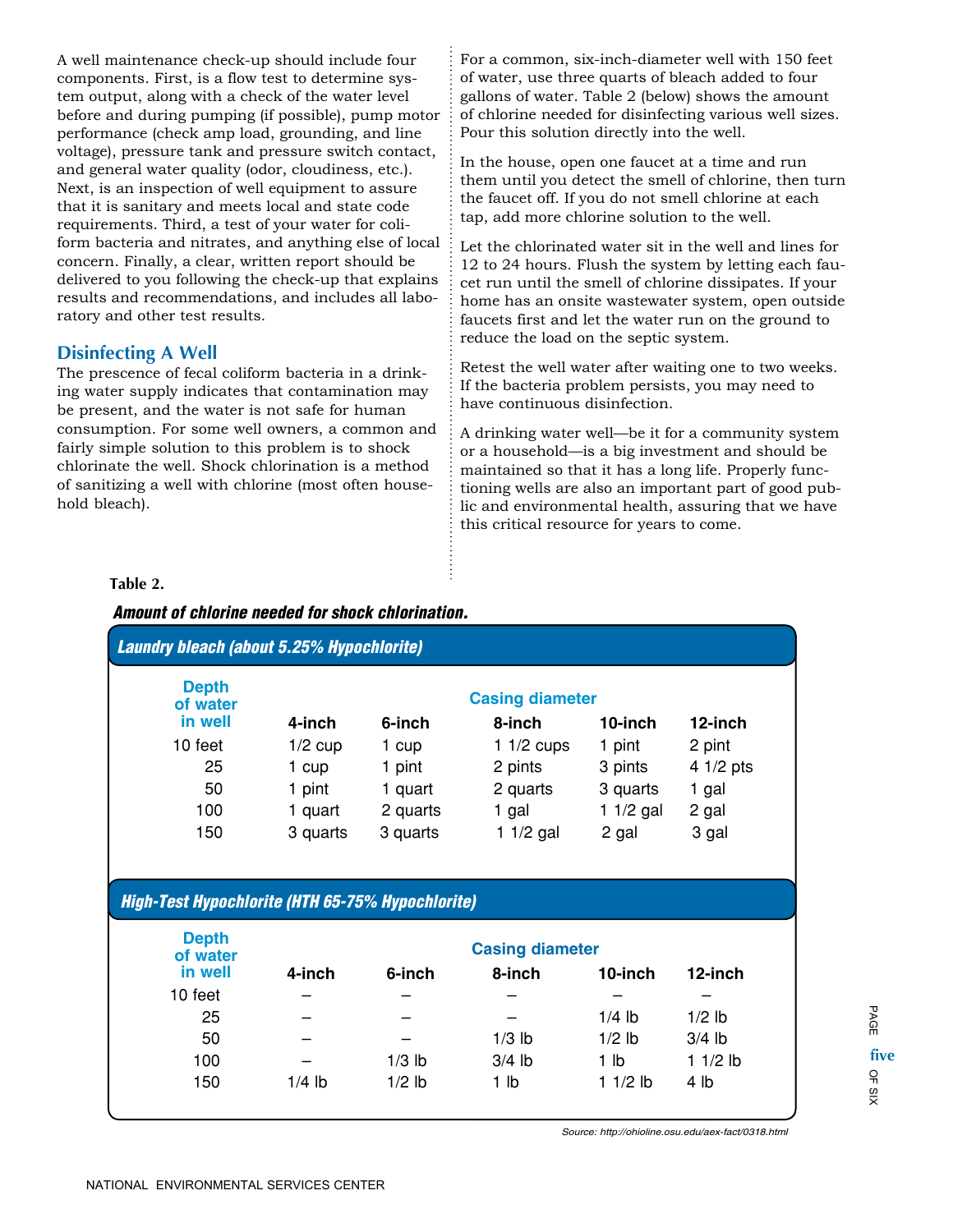A well maintenance check-up should include four components. First, is a flow test to determine system output, along with a check of the water level before and during pumping (if possible), pump motor performance (check amp load, grounding, and line voltage), pressure tank and pressure switch contact, and general water quality (odor, cloudiness, etc.). Next, is an inspection of well equipment to assure that it is sanitary and meets local and state code requirements. Third, a test of your water for coliform bacteria and nitrates, and anything else of local concern. Finally, a clear, written report should be delivered to you following the check-up that explains results and recommendations, and includes all laboratory and other test results.

## Disinfecting A Well

The prescence of fecal coliform bacteria in a drinking water supply indicates that contamination may be present, and the water is not safe for human consumption. For some well owners, a common and fairly simple solution to this problem is to shock chlorinate the well. Shock chlorination is a method of sanitizing a well with chlorine (most often household bleach).

For a common, six-inch-diameter well with 150 feet of water, use three quarts of bleach added to four gallons of water. Table 2 (below) shows the amount of chlorine needed for disinfecting various well sizes. Pour this solution directly into the well.

In the house, open one faucet at a time and run them until you detect the smell of chlorine, then turn the faucet off. If you do not smell chlorine at each tap, add more chlorine solution to the well.

Let the chlorinated water sit in the well and lines for 12 to 24 hours. Flush the system by letting each faucet run until the smell of chlorine dissipates. If your home has an onsite wastewater system, open outside faucets first and let the water run on the ground to reduce the load on the septic system.

Retest the well water after waiting one to two weeks. If the bacteria problem persists, you may need to have continuous disinfection.

A drinking water well—be it for a community system or a household—is a big investment and should be maintained so that it has a long life. Properly functioning wells are also an important part of good public and environmental health, assuring that we have this critical resource for years to come.

**Table 2.**

***Amount of chlorine needed for shock chlorination.***

***Laundry bleach (about 5.25% Hypochlorite)***

| Depth of water in well | Casing diameter | | | | |
|---|---|---|---|---|---|
| | 4-inch | 6-inch | 8-inch | 10-inch | 12-inch |
| 10 feet | 1/2 cup | 1 cup | 1 1/2 cups | 1 pint | 2 pint |
| 25 | 1 cup | 1 pint | 2 pints | 3 pints | 4 1/2 pts |
| 50 | 1 pint | 1 quart | 2 quarts | 3 quarts | 1 gal |
| 100 | 1 quart | 2 quarts | 1 gal | 1 1/2 gal | 2 gal |
| 150 | 3 quarts | 3 quarts | 1 1/2 gal | 2 gal | 3 gal |

***High-Test Hypochlorite (HTH 65-75% Hypochlorite)***

| Depth of water in well | Casing diameter | | | | |
|---|---|---|---|---|---|
| | 4-inch | 6-inch | 8-inch | 10-inch | 12-inch |
| 10 feet | – | – | – | – | – |
| 25 | – | – | – | 1/4 lb | 1/2 lb |
| 50 | – | – | 1/3 lb | 1/2 lb | 3/4 lb |
| 100 | – | 1/3 lb | 3/4 lb | 1 lb | 1 1/2 lb |
| 150 | 1/4 lb | 1/2 lb | 1 lb | 1 1/2 lb | 4 lb |

*Source: http://ohioline.osu.edu/aex-fact/0318.html*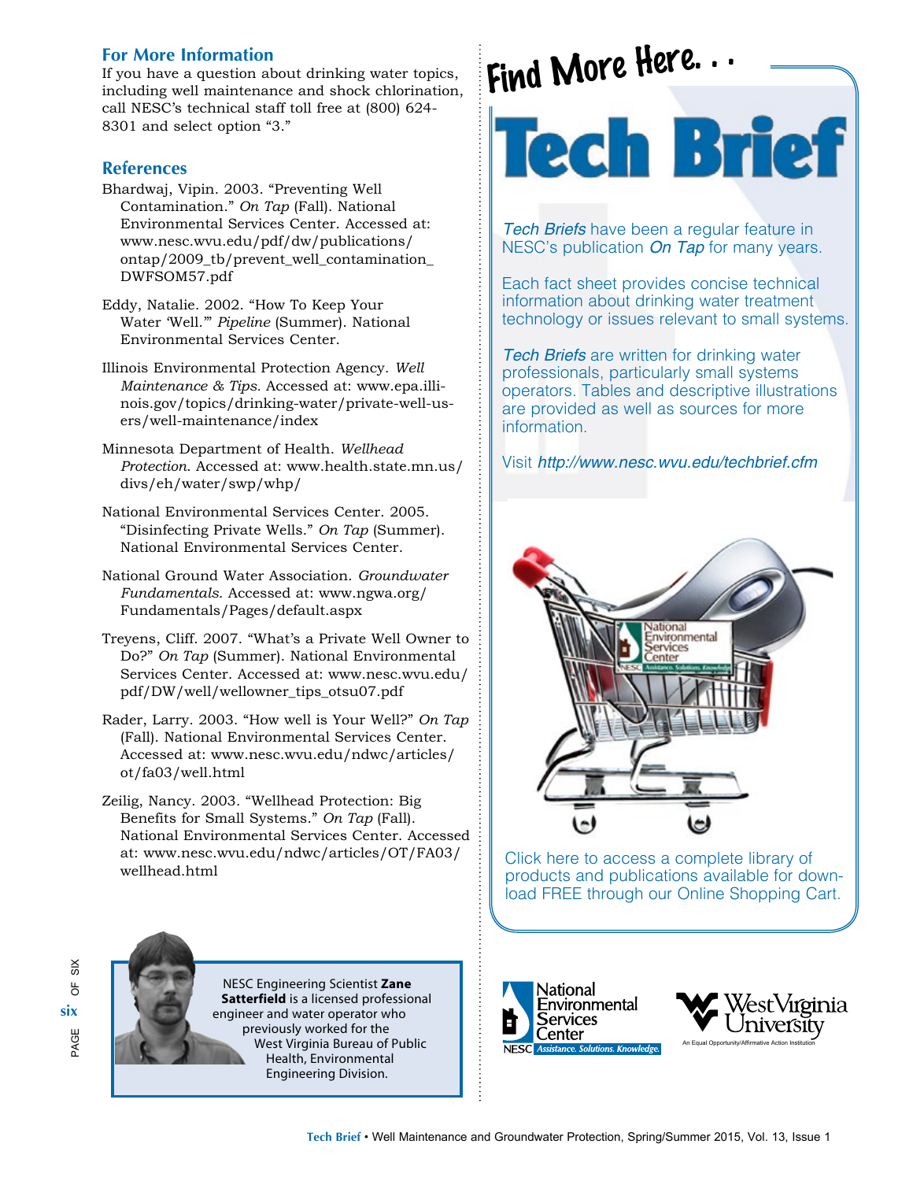## For More Information

If you have a question about drinking water topics, including well maintenance and shock chlorination, call NESC's technical staff toll free at (800) 624-8301 and select option "3."

## References

Bhardwaj, Vipin. 2003. "Preventing Well Contamination." *On Tap* (Fall). National Environmental Services Center. Accessed at: www.nesc.wvu.edu/pdf/dw/publications/ontap/2009_tb/prevent_well_contamination_DWFSOM57.pdf

Eddy, Natalie. 2002. "How To Keep Your Water 'Well.'" *Pipeline* (Summer). National Environmental Services Center.

Illinois Environmental Protection Agency. *Well Maintenance & Tips.* Accessed at: www.epa.illinois.gov/topics/drinking-water/private-well-users/well-maintenance/index

Minnesota Department of Health. *Wellhead Protection.* Accessed at: www.health.state.mn.us/divs/eh/water/swp/whp/

National Environmental Services Center. 2005. "Disinfecting Private Wells." *On Tap* (Summer). National Environmental Services Center.

National Ground Water Association. *Groundwater Fundamentals.* Accessed at: www.ngwa.org/Fundamentals/Pages/default.aspx

Treyens, Cliff. 2007. "What's a Private Well Owner to Do?" *On Tap* (Summer). National Environmental Services Center. Accessed at: www.nesc.wvu.edu/pdf/DW/well/wellowner_tips_otsu07.pdf

Rader, Larry. 2003. "How well is Your Well?" *On Tap* (Fall). National Environmental Services Center. Accessed at: www.nesc.wvu.edu/ndwc/articles/ot/fa03/well.html

Zeilig, Nancy. 2003. "Wellhead Protection: Big Benefits for Small Systems." *On Tap* (Fall). National Environmental Services Center. Accessed at: www.nesc.wvu.edu/ndwc/articles/OT/FA03/wellhead.html

NESC Engineering Scientist **Zane Satterfield** is a licensed professional engineer and water operator who previously worked for the West Virginia Bureau of Public Health, Environmental Engineering Division.

## Find More Here. . .

# Tech Brief

*Tech Briefs* have been a regular feature in NESC's publication *On Tap* for many years.

Each fact sheet provides concise technical information about drinking water treatment technology or issues relevant to small systems.

*Tech Briefs* are written for drinking water professionals, particularly small systems operators. Tables and descriptive illustrations are provided as well as sources for more information.

Visit *http://www.nesc.wvu.edu/techbrief.cfm*

Click here to access a complete library of products and publications available for download FREE through our Online Shopping Cart.

National Environmental Services Center
NESC Assistance. Solutions. Knowledge.

West Virginia University
An Equal Opportunity/Affirmative Action Institution